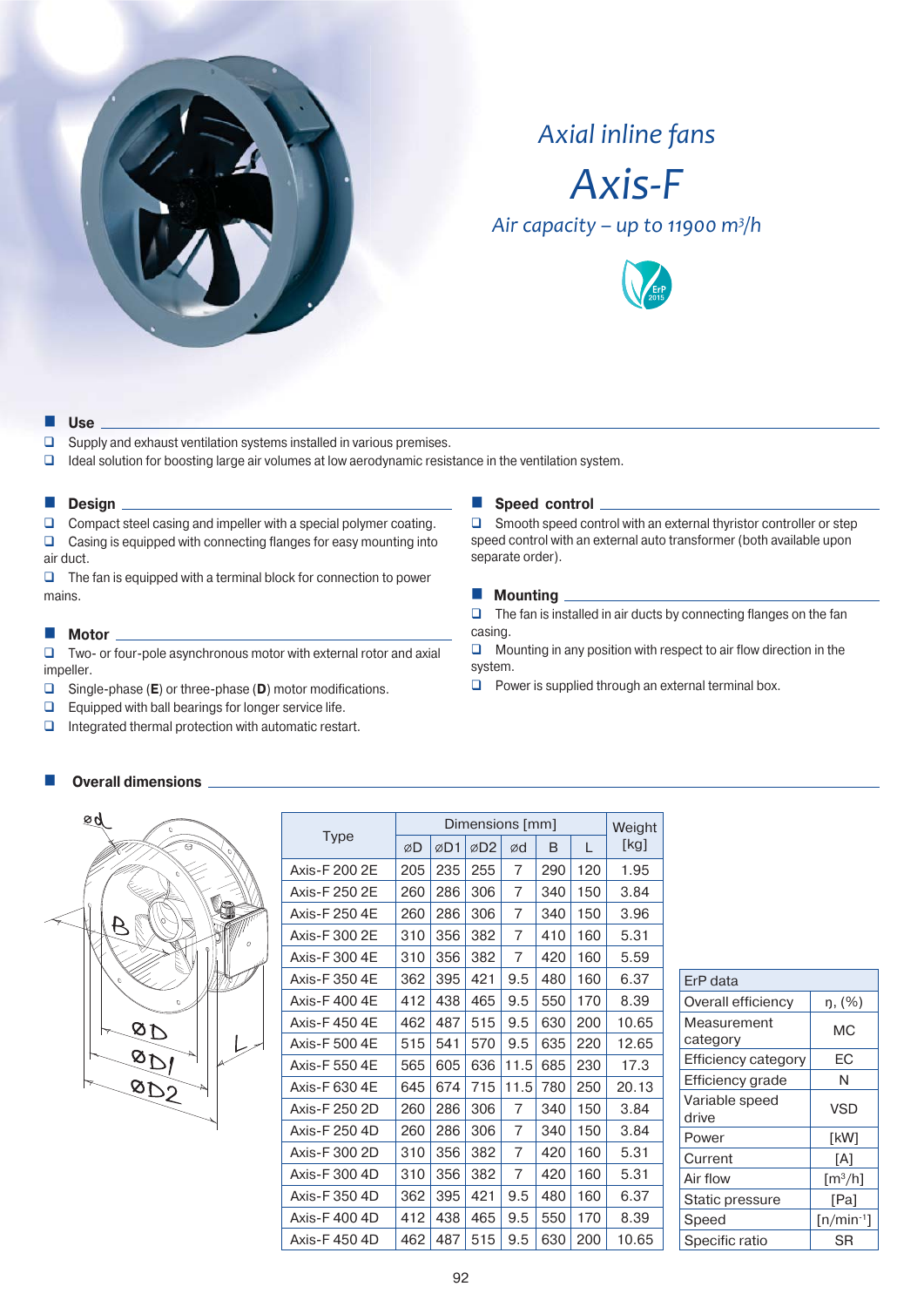# *Axial inline fans*

# *Axis-F*

*Air capacity – up to 11900 m³/h*

## Use

- Supply and exhaust ventilation systems installed in various premises.
- Ideal solution for boosting large air volumes at low aerodynamic resistance in the ventilation system.

## Design

- Compact steel casing and impeller with a special polymer coating.
- Casing is equipped with connecting flanges for easy mounting into air duct.
- The fan is equipped with a terminal block for connection to power mains.

## Motor

- Two- or four-pole asynchronous motor with external rotor and axial impeller.
- Single-phase (**E**) or three-phase (**D**) motor modifications.
- Equipped with ball bearings for longer service life.
- Integrated thermal protection with automatic restart.

## Speed control

- Smooth speed control with an external thyristor controller or step speed control with an external auto transformer (both available upon separate order).

## Mounting

- The fan is installed in air ducts by connecting flanges on the fan casing.
- Mounting in any position with respect to air flow direction in the system.
- Power is supplied through an external terminal box.

## Overall dimensions

| Type | Dimensions [mm] | | | | | | Weight [kg] |
|---|---|---|---|---|---|---|---|
| | ⌀D | ⌀D1 | ⌀D2 | ⌀d | B | L | |
| Axis-F 200 2E | 205 | 235 | 255 | 7 | 290 | 120 | 1.95 |
| Axis-F 250 2E | 260 | 286 | 306 | 7 | 340 | 150 | 3.84 |
| Axis-F 250 4E | 260 | 286 | 306 | 7 | 340 | 150 | 3.96 |
| Axis-F 300 2E | 310 | 356 | 382 | 7 | 410 | 160 | 5.31 |
| Axis-F 300 4E | 310 | 356 | 382 | 7 | 420 | 160 | 5.59 |
| Axis-F 350 4E | 362 | 395 | 421 | 9.5 | 480 | 160 | 6.37 |
| Axis-F 400 4E | 412 | 438 | 465 | 9.5 | 550 | 170 | 8.39 |
| Axis-F 450 4E | 462 | 487 | 515 | 9.5 | 630 | 200 | 10.65 |
| Axis-F 500 4E | 515 | 541 | 570 | 9.5 | 635 | 220 | 12.65 |
| Axis-F 550 4E | 565 | 605 | 636 | 11.5 | 685 | 230 | 17.3 |
| Axis-F 630 4E | 645 | 674 | 715 | 11.5 | 780 | 250 | 20.13 |
| Axis-F 250 2D | 260 | 286 | 306 | 7 | 340 | 150 | 3.84 |
| Axis-F 250 4D | 260 | 286 | 306 | 7 | 340 | 150 | 3.84 |
| Axis-F 300 2D | 310 | 356 | 382 | 7 | 420 | 160 | 5.31 |
| Axis-F 300 4D | 310 | 356 | 382 | 7 | 420 | 160 | 5.31 |
| Axis-F 350 4D | 362 | 395 | 421 | 9.5 | 480 | 160 | 6.37 |
| Axis-F 400 4D | 412 | 438 | 465 | 9.5 | 550 | 170 | 8.39 |
| Axis-F 450 4D | 462 | 487 | 515 | 9.5 | 630 | 200 | 10.65 |

| ErP data | |
|---|---|
| Overall efficiency | η, (%) |
| Measurement category | MC |
| Efficiency category | EC |
| Efficiency grade | N |
| Variable speed drive | VSD |
| Power | [kW] |
| Current | [A] |
| Air flow | [m³/h] |
| Static pressure | [Pa] |
| Speed | [n/min⁻¹] |
| Specific ratio | SR |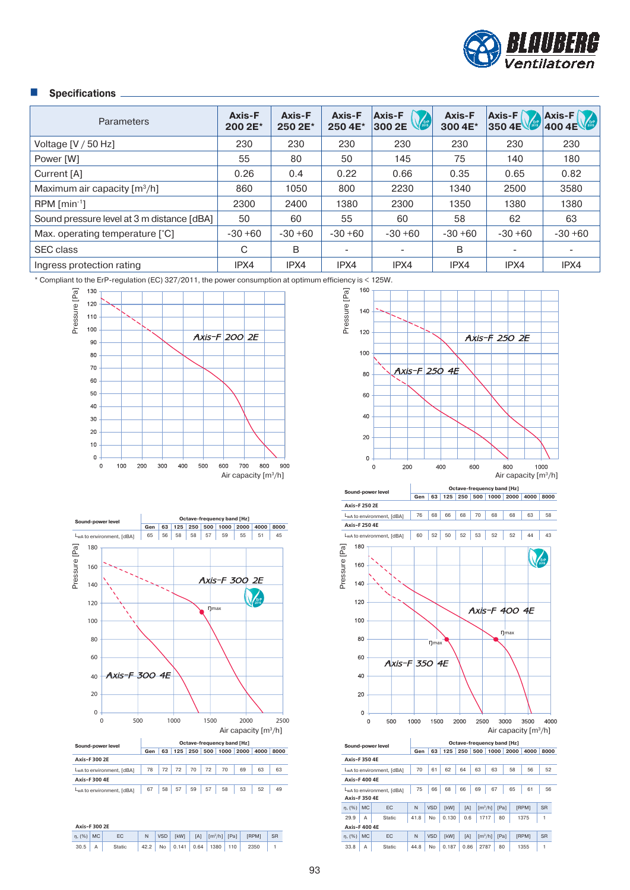## Specifications

| Parameters | Axis-F 200 2E* | Axis-F 250 2E* | Axis-F 250 4E* | Axis-F 300 2E | Axis-F 300 4E* | Axis-F 350 4E | Axis-F 400 4E |
|---|---|---|---|---|---|---|---|
| Voltage [V / 50 Hz] | 230 | 230 | 230 | 230 | 230 | 230 | 230 |
| Power [W] | 55 | 80 | 50 | 145 | 75 | 140 | 180 |
| Current [A] | 0.26 | 0.4 | 0.22 | 0.66 | 0.35 | 0.65 | 0.82 |
| Maximum air capacity [m³/h] | 860 | 1050 | 800 | 2230 | 1340 | 2500 | 3580 |
| RPM [min⁻¹] | 2300 | 2400 | 1380 | 2300 | 1350 | 1380 | 1380 |
| Sound pressure level at 3 m distance [dBA] | 50 | 60 | 55 | 60 | 58 | 62 | 63 |
| Max. operating temperature [°C] | -30 +60 | -30 +60 | -30 +60 | -30 +60 | -30 +60 | -30 +60 | -30 +60 |
| SEC class | C | B | - | - | B | - | - |
| Ingress protection rating | IPX4 | IPX4 | IPX4 | IPX4 | IPX4 | IPX4 | IPX4 |

\* Compliant to the ErP-regulation (EC) 327/2011, the power consumption at optimum efficiency is < 125W.

**Axis-F 200 2E**

| Sound-power level | Gen | 63 | 125 | 250 | 500 | 1000 | 2000 | 4000 | 8000 |
|---|---|---|---|---|---|---|---|---|---|
| $L_{wA}$ to environment, [dBA] | 65 | 56 | 58 | 58 | 57 | 59 | 55 | 51 | 45 |

**Axis-F 250 2E / Axis-F 250 4E**

| Sound-power level | Gen | 63 | 125 | 250 | 500 | 1000 | 2000 | 4000 | 8000 |
|---|---|---|---|---|---|---|---|---|---|
| **Axis-F 250 2E** | | | | | | | | | |
| $L_{wA}$ to environment, [dBA] | 76 | 68 | 66 | 68 | 70 | 68 | 68 | 63 | 58 |
| **Axis-F 250 4E** | | | | | | | | | |
| $L_{wA}$ to environment, [dBA] | 60 | 52 | 50 | 52 | 53 | 52 | 52 | 44 | 43 |

**Axis-F 300 2E / Axis-F 300 4E**

| Sound-power level | Gen | 63 | 125 | 250 | 500 | 1000 | 2000 | 4000 | 8000 |
|---|---|---|---|---|---|---|---|---|---|
| **Axis-F 300 2E** | | | | | | | | | |
| $L_{wA}$ to environment, [dBA] | 78 | 72 | 72 | 70 | 72 | 70 | 69 | 63 | 63 |
| **Axis-F 300 4E** | | | | | | | | | |
| $L_{wA}$ to environment, [dBA] | 67 | 58 | 57 | 59 | 57 | 58 | 53 | 52 | 49 |

**Axis-F 300 2E**

| η, (%) | MC | EC | N | VSD | [kW] | [A] | [m³/h] | [Pa] | [RPM] | SR |
|---|---|---|---|---|---|---|---|---|---|---|
| 30.5 | A | Static | 42.2 | No | 0.141 | 0.64 | 1380 | 110 | 2350 | 1 |

**Axis-F 350 4E / Axis-F 400 4E**

| Sound-power level | Gen | 63 | 125 | 250 | 500 | 1000 | 2000 | 4000 | 8000 |
|---|---|---|---|---|---|---|---|---|---|
| **Axis-F 350 4E** | | | | | | | | | |
| $L_{wA}$ to environment, [dBA] | 70 | 61 | 62 | 64 | 63 | 63 | 58 | 56 | 52 |
| **Axis-F 400 4E** | | | | | | | | | |
| $L_{wA}$ to environment, [dBA] | 75 | 66 | 68 | 66 | 69 | 67 | 65 | 61 | 56 |

**Axis-F 350 4E**

| η, (%) | MC | EC | N | VSD | [kW] | [A] | [m³/h] | [Pa] | [RPM] | SR |
|---|---|---|---|---|---|---|---|---|---|---|
| 29.9 | A | Static | 41.8 | No | 0.130 | 0.6 | 1717 | 80 | 1375 | 1 |

**Axis-F 400 4E**

| η, (%) | MC | EC | N | VSD | [kW] | [A] | [m³/h] | [Pa] | [RPM] | SR |
|---|---|---|---|---|---|---|---|---|---|---|
| 33.8 | A | Static | 44.8 | No | 0.187 | 0.86 | 2787 | 80 | 1355 | 1 |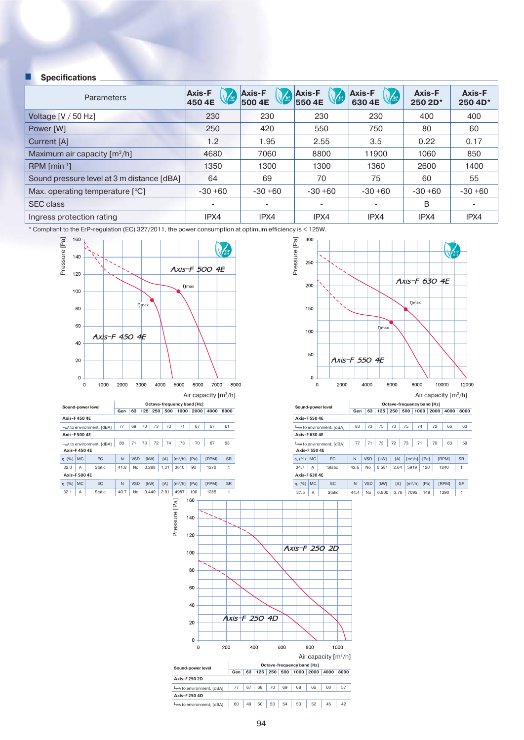## Specifications

| Parameters | Axis-F 450 4E | Axis-F 500 4E | Axis-F 550 4E | Axis-F 630 4E | Axis-F 250 2D* | Axis-F 250 4D* |
|---|---|---|---|---|---|---|
| Voltage [V / 50 Hz] | 230 | 230 | 230 | 230 | 400 | 400 |
| Power [W] | 250 | 420 | 550 | 750 | 80 | 60 |
| Current [A] | 1.2 | 1.95 | 2.55 | 3.5 | 0.22 | 0.17 |
| Maximum air capacity [m³/h] | 4680 | 7060 | 8800 | 11900 | 1060 | 850 |
| RPM [min⁻¹] | 1350 | 1300 | 1300 | 1360 | 2600 | 1400 |
| Sound pressure level at 3 m distance [dBA] | 64 | 69 | 70 | 75 | 60 | 55 |
| Max. operating temperature [°C] | -30 +60 | -30 +60 | -30 +60 | -30 +60 | -30 +60 | -30 +60 |
| SEC class | - | - | - | - | B | - |
| Ingress protection rating | IPX4 | IPX4 | IPX4 | IPX4 | IPX4 | IPX4 |

\* Compliant to the ErP-regulation (EC) 327/2011, the power consumption at optimum efficiency is < 125W.

| Sound-power level | Octave-frequency band [Hz] | | | | | | | | |
|---|---|---|---|---|---|---|---|---|---|
| | Gen | 63 | 125 | 250 | 500 | 1000 | 2000 | 4000 | 8000 |
| **Axis-F 450 4E** | | | | | | | | | |
| $L_{wA}$ to environment, [dBA] | 77 | 69 | 70 | 73 | 73 | 71 | 67 | 67 | 61 |
| **Axis-F 500 4E** | | | | | | | | | |
| $L_{wA}$ to environment, [dBA] | 80 | 71 | 73 | 72 | 74 | 73 | 70 | 67 | 63 |

**Axis-F 450 4E**

| η, (%) | MC | EC | N | VSD | [kW] | [A] | [m³/h] | [Pa] | [RPM] | SR |
|---|---|---|---|---|---|---|---|---|---|---|
| 32.0 | A | Static | 41.8 | No | 0.288 | 1.31 | 3610 | 90 | 1270 | 1 |

**Axis-F 500 4E**

| η, (%) | MC | EC | N | VSD | [kW] | [A] | [m³/h] | [Pa] | [RPM] | SR |
|---|---|---|---|---|---|---|---|---|---|---|
| 32.1 | A | Static | 40.7 | No | 0.440 | 2.01 | 4987 | 100 | 1285 | 1 |

| Sound-power level | Octave-frequency band [Hz] | | | | | | | | |
|---|---|---|---|---|---|---|---|---|---|
| | Gen | 63 | 125 | 250 | 500 | 1000 | 2000 | 4000 | 8000 |
| **Axis-F 550 4E** | | | | | | | | | |
| $L_{wA}$ to environment, [dBA] | 83 | 73 | 75 | 73 | 75 | 74 | 72 | 66 | 63 |
| **Axis-F 630 4E** | | | | | | | | | |
| $L_{wA}$ to environment, [dBA] | 77 | 71 | 73 | 72 | 73 | 71 | 70 | 63 | 59 |

**Axis-F 550 4E**

| η, (%) | MC | EC | N | VSD | [kW] | [A] | [m³/h] | [Pa] | [RPM] | SR |
|---|---|---|---|---|---|---|---|---|---|---|
| 34.7 | A | Static | 42.6 | No | 0.581 | 2.64 | 5919 | 120 | 1240 | 1 |

**Axis-F 630 4E**

| η, (%) | MC | EC | N | VSD | [kW] | [A] | [m³/h] | [Pa] | [RPM] | SR |
|---|---|---|---|---|---|---|---|---|---|---|
| 37.5 | A | Static | 44.4 | No | 0.800 | 3.76 | 7095 | 149 | 1290 | 1 |

| Sound-power level | Octave-frequency band [Hz] | | | | | | | | |
|---|---|---|---|---|---|---|---|---|---|
| | Gen | 63 | 125 | 250 | 500 | 1000 | 2000 | 4000 | 8000 |
| **Axis-F 250 2D** | | | | | | | | | |
| $L_{wA}$ to environment, [dBA] | 77 | 67 | 68 | 70 | 69 | 68 | 66 | 60 | 57 |
| **Axis-F 250 4D** | | | | | | | | | |
| $L_{wA}$ to environment, [dBA] | 60 | 49 | 50 | 53 | 54 | 53 | 52 | 45 | 42 |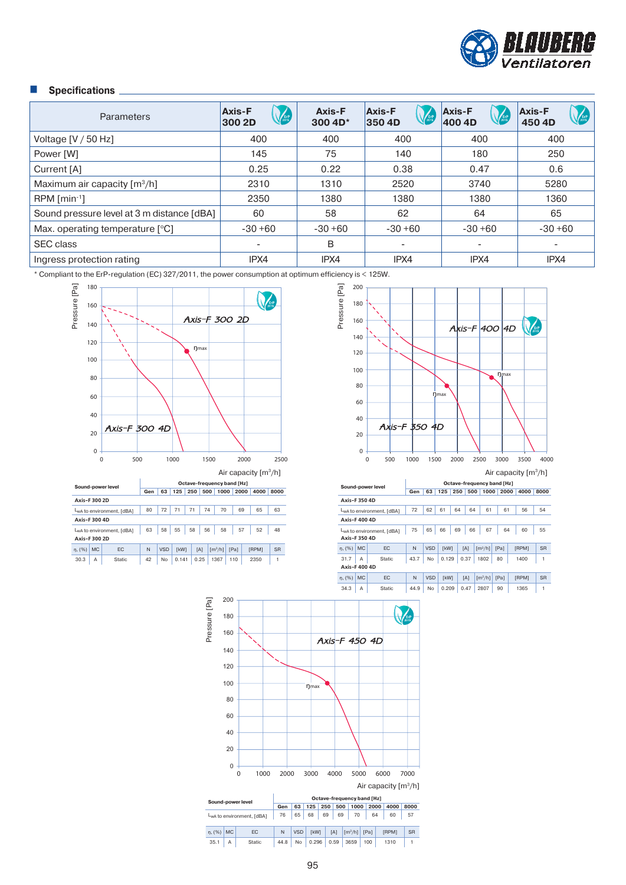## Specifications

| Parameters | Axis-F 300 2D | Axis-F 300 4D* | Axis-F 350 4D | Axis-F 400 4D | Axis-F 450 4D |
|---|---|---|---|---|---|
| Voltage [V / 50 Hz] | 400 | 400 | 400 | 400 | 400 |
| Power [W] | 145 | 75 | 140 | 180 | 250 |
| Current [A] | 0.25 | 0.22 | 0.38 | 0.47 | 0.6 |
| Maximum air capacity [m³/h] | 2310 | 1310 | 2520 | 3740 | 5280 |
| RPM [min⁻¹] | 2350 | 1380 | 1380 | 1380 | 1360 |
| Sound pressure level at 3 m distance [dBA] | 60 | 58 | 62 | 64 | 65 |
| Max. operating temperature [°C] | -30 +60 | -30 +60 | -30 +60 | -30 +60 | -30 +60 |
| SEC class | - | B | - | - | - |
| Ingress protection rating | IPX4 | IPX4 | IPX4 | IPX4 | IPX4 |

\* Compliant to the ErP-regulation (EC) 327/2011, the power consumption at optimum efficiency is < 125W.

Pressure [Pa]
180 160 140 120 100 80 60 40 20 0
0 500 1000 1500 2000 2500
Air capacity [m³/h]
Axis-F 300 2D
Axis-F 300 4D
ηmax

| Sound-power level | Octave-frequency band [Hz] | | | | | | | | |
|---|---|---|---|---|---|---|---|---|---|
| | Gen | 63 | 125 | 250 | 500 | 1000 | 2000 | 4000 | 8000 |
| **Axis-F 300 2D** | | | | | | | | | |
| $L_{wA}$ to environment, [dBA] | 80 | 72 | 71 | 71 | 74 | 70 | 69 | 65 | 63 |
| **Axis-F 300 4D** | | | | | | | | | |
| $L_{wA}$ to environment, [dBA] | 63 | 58 | 55 | 58 | 56 | 58 | 57 | 52 | 48 |

Axis-F 300 2D

| η, (%) | MC | EC | N | VSD | [kW] | [A] | [m³/h] | [Pa] | [RPM] | SR |
|---|---|---|---|---|---|---|---|---|---|---|
| 30.3 | A | Static | 42 | No | 0.141 | 0.25 | 1367 | 110 | 2350 | 1 |

Pressure [Pa]
200 180 160 140 120 100 80 60 40 20 0
0 500 1000 1500 2000 2500 3000 3500 4000
Air capacity [m³/h]
Axis-F 400 4D
Axis-F 350 4D
ηmax
ηmax

| Sound-power level | Octave-frequency band [Hz] | | | | | | | | |
|---|---|---|---|---|---|---|---|---|---|
| | Gen | 63 | 125 | 250 | 500 | 1000 | 2000 | 4000 | 8000 |
| **Axis-F 350 4D** | | | | | | | | | |
| $L_{wA}$ to environment, [dBA] | 72 | 62 | 61 | 64 | 64 | 61 | 61 | 56 | 54 |
| **Axis-F 400 4D** | | | | | | | | | |
| $L_{wA}$ to environment, [dBA] | 75 | 65 | 66 | 69 | 66 | 67 | 64 | 60 | 55 |

Axis-F 350 4D

| η, (%) | MC | EC | N | VSD | [kW] | [A] | [m³/h] | [Pa] | [RPM] | SR |
|---|---|---|---|---|---|---|---|---|---|---|
| 31.7 | A | Static | 43.7 | No | 0.129 | 0.37 | 1802 | 80 | 1400 | 1 |

Axis-F 400 4D

| η, (%) | MC | EC | N | VSD | [kW] | [A] | [m³/h] | [Pa] | [RPM] | SR |
|---|---|---|---|---|---|---|---|---|---|---|
| 34.3 | A | Static | 44.9 | No | 0.209 | 0.47 | 2807 | 90 | 1365 | 1 |

Pressure [Pa]
200 180 160 140 120 100 80 60 40 20 0
0 1000 2000 3000 4000 5000 6000 7000
Air capacity [m³/h]
Axis-F 450 4D
ηmax

| Sound-power level | Octave-frequency band [Hz] | | | | | | | | |
|---|---|---|---|---|---|---|---|---|---|
| | Gen | 63 | 125 | 250 | 500 | 1000 | 2000 | 4000 | 8000 |
| $L_{wA}$ to environment, [dBA] | 76 | 65 | 68 | 69 | 69 | 70 | 64 | 60 | 57 |

| η, (%) | MC | EC | N | VSD | [kW] | [A] | [m³/h] | [Pa] | [RPM] | SR |
|---|---|---|---|---|---|---|---|---|---|---|
| 35.1 | A | Static | 44.8 | No | 0.296 | 0.59 | 3659 | 100 | 1310 | 1 |